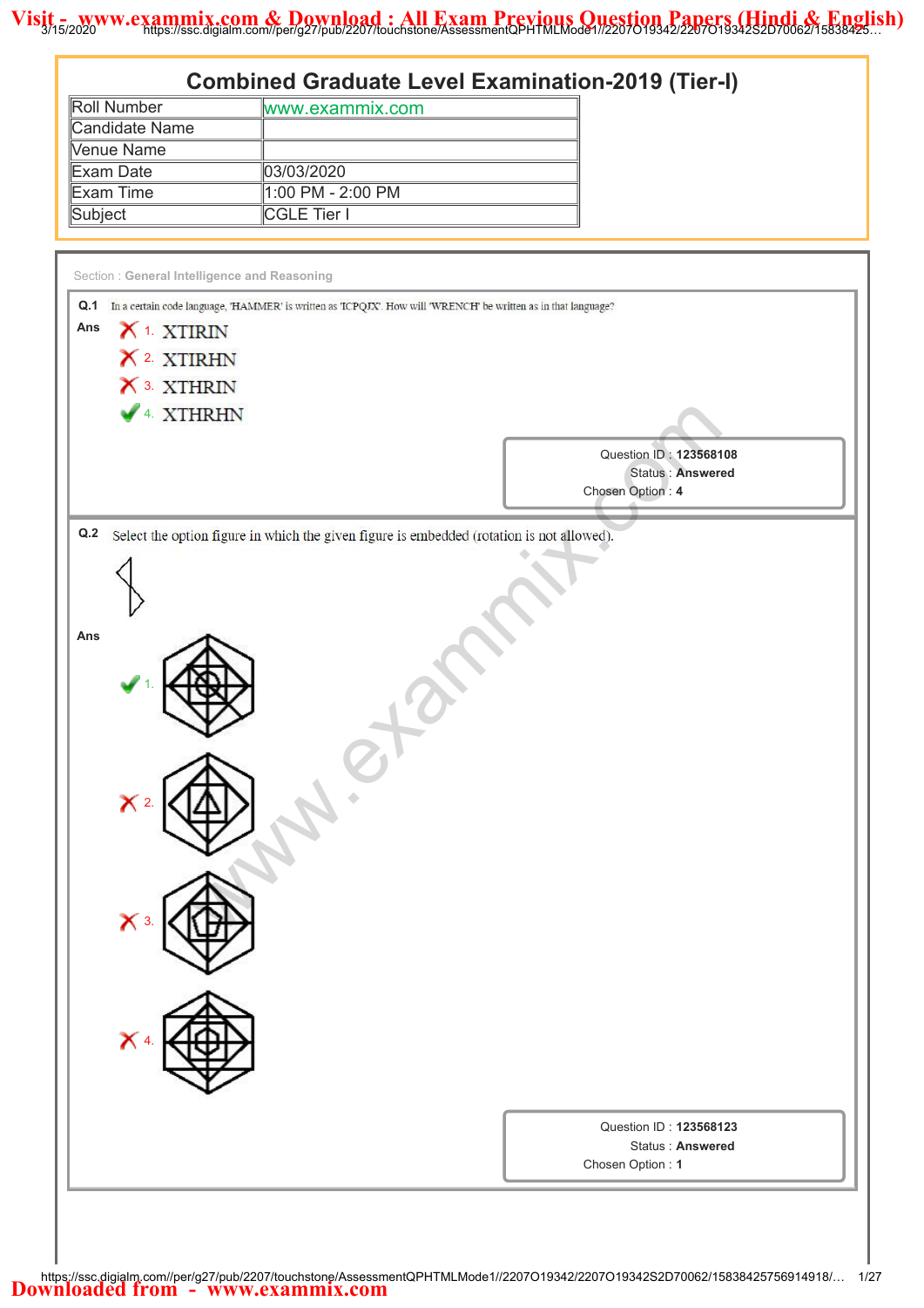# Combined Graduate Level Examination-2019 (Tier-I)

| Roll Number | www.exammix.com |
|---|---|
| Candidate Name | |
| Venue Name | |
| Exam Date | 03/03/2020 |
| Exam Time | 1:00 PM - 2:00 PM |
| Subject | CGLE Tier I |

Section : **General Intelligence and Reasoning**

**Q.1** In a certain code language, 'HAMMER' is written as 'ICPQJX'. How will 'WRENCH' be written as in that language?

**Ans**

1. XTIRIN
2. XTIRHN
3. XTHRIN
4. XTHRHN ✔

Question ID : **123568108**
Status : **Answered**
Chosen Option : **4**

**Q.2** Select the option figure in which the given figure is embedded (rotation is not allowed).

**Ans**

1. ✔
2.
3.
4.

Question ID : **123568123**
Status : **Answered**
Chosen Option : **1**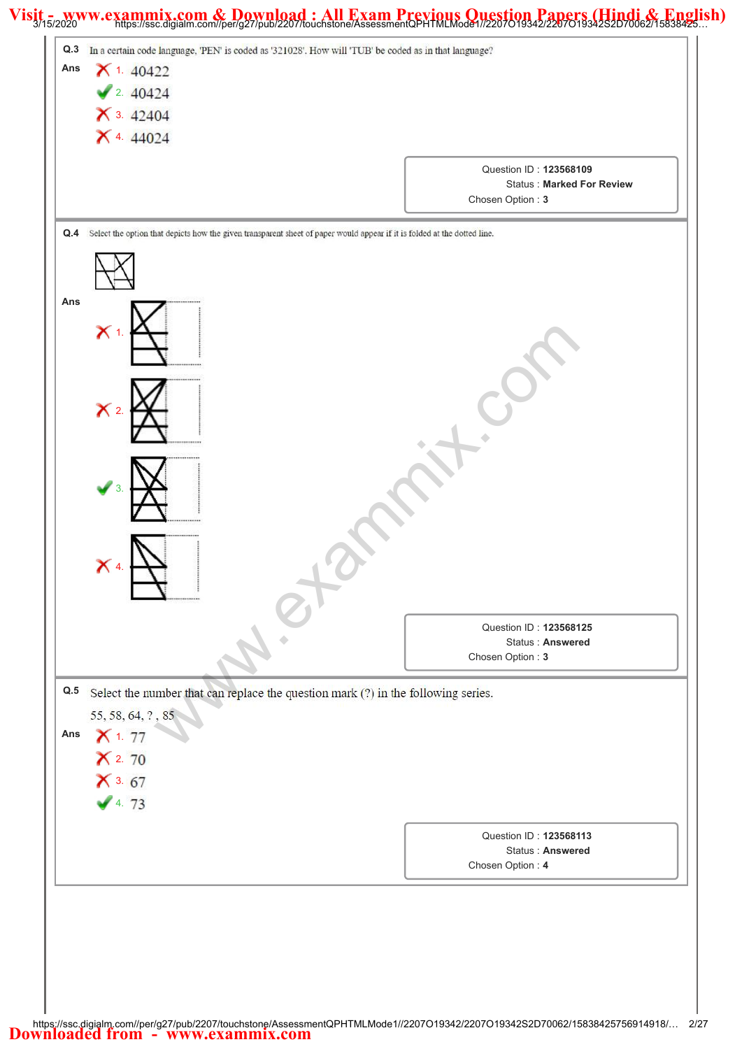**Q.3** In a certain code language, 'PEN' is coded as '321028'. How will 'TUB' be coded as in that language?

**Ans**

✗ 1. 40422

✓ 2. 40424

✗ 3. 42404

✗ 4. 44024

Question ID : 123568109
Status : Marked For Review
Chosen Option : 3

**Q.4** Select the option that depicts how the given transparent sheet of paper would appear if it is folded at the dotted line.

**Ans**

✗ 1.

✗ 2.

✓ 3.

✗ 4.

Question ID : 123568125
Status : Answered
Chosen Option : 3

**Q.5** Select the number that can replace the question mark (?) in the following series.

55, 58, 64, ? , 85

**Ans**

✗ 1. 77

✗ 2. 70

✗ 3. 67

✓ 4. 73

Question ID : 123568113
Status : Answered
Chosen Option : 4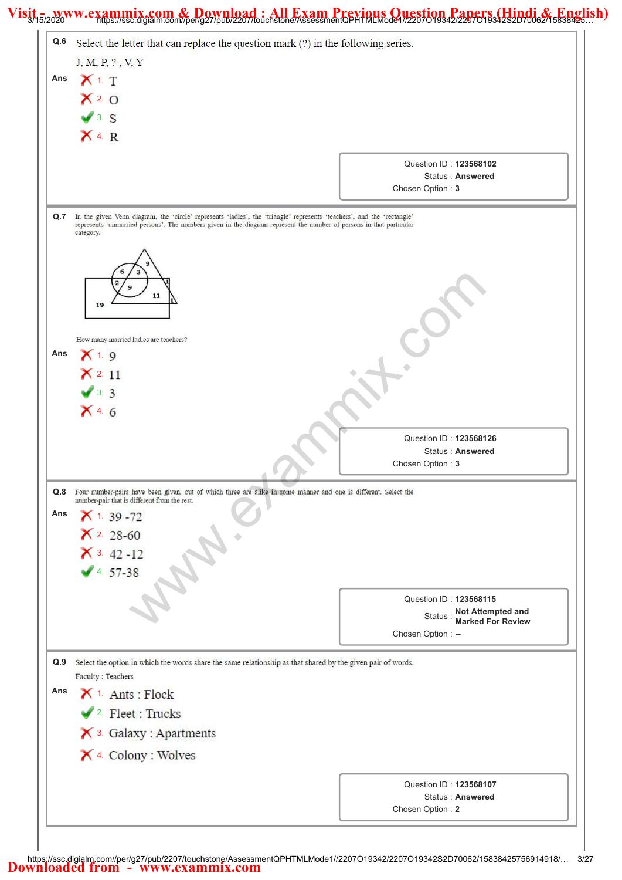**Q.6** Select the letter that can replace the question mark (?) in the following series.

J, M, P, ? , V, Y

**Ans**

1. T
2. O
3. S ✔
4. R

Question ID : 123568102
Status : Answered
Chosen Option : 3

---

**Q.7** In the given Venn diagram, the 'circle' represents 'ladies', the 'triangle' represents 'teachers', and the 'rectangle' represents 'unmarried persons'. The numbers given in the diagram represent the number of persons in that particular category.

How many married ladies are teachers?

**Ans**

1. 9
2. 11
3. 3 ✔
4. 6

Question ID : 123568126
Status : Answered
Chosen Option : 3

---

**Q.8** Four number-pairs have been given, out of which three are alike in some manner and one is different. Select the number-pair that is different from the rest.

**Ans**

1. 39 -72
2. 28-60
3. 42 -12
4. 57-38 ✔

Question ID : 123568115
Status : Not Attempted and Marked For Review
Chosen Option : --

---

**Q.9** Select the option in which the words share the same relationship as that shared by the given pair of words.

Faculty : Teachers

**Ans**

1. Ants : Flock
2. Fleet : Trucks ✔
3. Galaxy : Apartments
4. Colony : Wolves

Question ID : 123568107
Status : Answered
Chosen Option : 2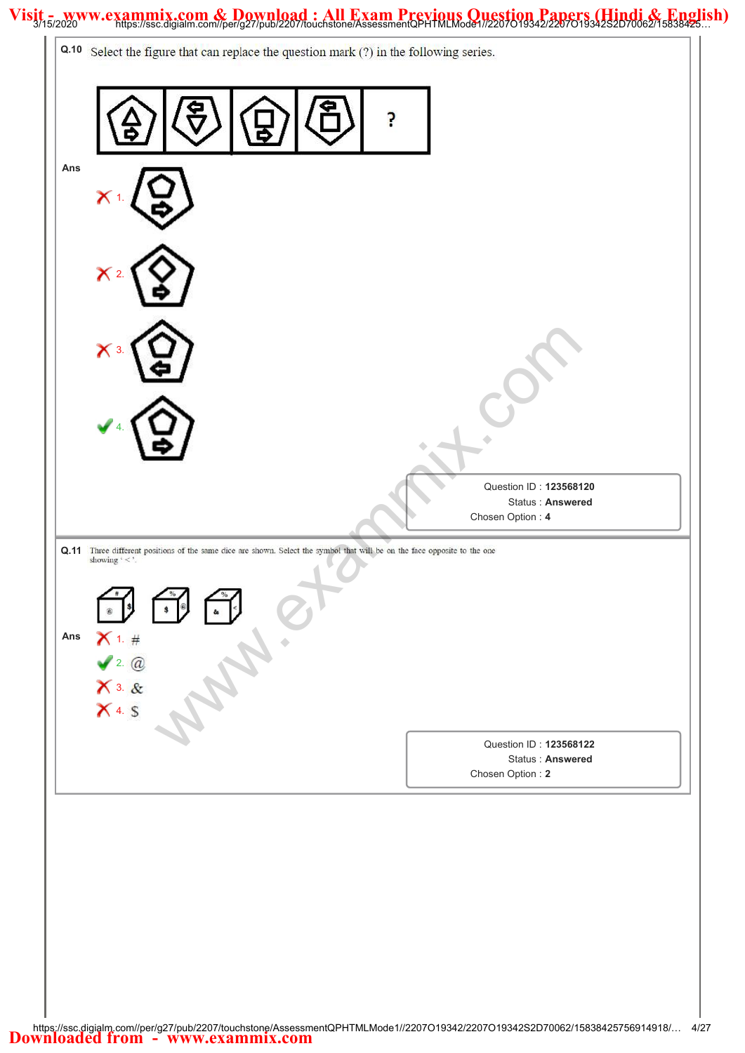**Q.10** Select the figure that can replace the question mark (?) in the following series.

**Ans**

✗ 1.

✗ 2.

✗ 3.

✓ 4.

Question ID : **123568120**
Status : **Answered**
Chosen Option : **4**

**Q.11** Three different positions of the same dice are shown. Select the symbol that will be on the face opposite to the one showing ' < '.

**Ans**

✗ 1. #

✓ 2. @

✗ 3. &

✗ 4. $

Question ID : **123568122**
Status : **Answered**
Chosen Option : **2**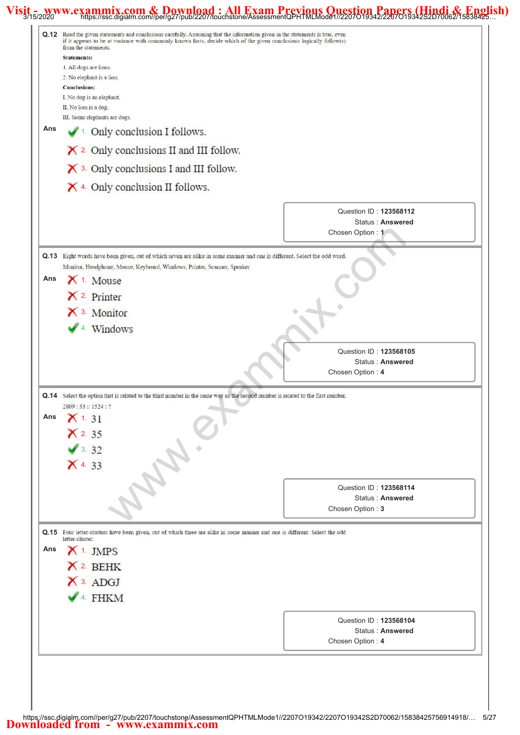**Q.12** Read the given statements and conclusions carefully. Assuming that the information given in the statements is true, even if it appears to be at variance with commonly known facts, decide which of the given conclusions logically follow(s) from the statements.

**Statements:**

1. All dogs are lions.
2. No elephant is a lion.

**Conclusions:**

I. No dog is an elephant.
II. No lion is a dog.
III. Some elephants are dogs.

**Ans**

✔ 1. Only conclusion I follows.

✗ 2. Only conclusions II and III follow.

✗ 3. Only conclusions I and III follow.

✗ 4. Only conclusion II follows.

Question ID : 123568112
Status : Answered
Chosen Option : 1

**Q.13** Eight words have been given, out of which seven are alike in some manner and one is different. Select the odd word.

Monitor, Headphone, Mouse, Keyboard, Windows, Printer, Scanner, Speaker

**Ans**

✗ 1. Mouse

✗ 2. Printer

✗ 3. Monitor

✔ 4. Windows

Question ID : 123568105
Status : Answered
Chosen Option : 4

**Q.14** Select the option that is related to the third number in the same way as the second number is related to the first number.

2809 : 53 :: 1524 : ?

**Ans**

✗ 1. 31

✗ 2. 35

✔ 3. 32

✗ 4. 33

Question ID : 123568114
Status : Answered
Chosen Option : 3

**Q.15** Four letter-clusters have been given, out of which three are alike in some manner and one is different. Select the odd letter-cluster.

**Ans**

✗ 1. JMPS

✗ 2. BEHK

✗ 3. ADGJ

✔ 4. FHKM

Question ID : 123568104
Status : Answered
Chosen Option : 4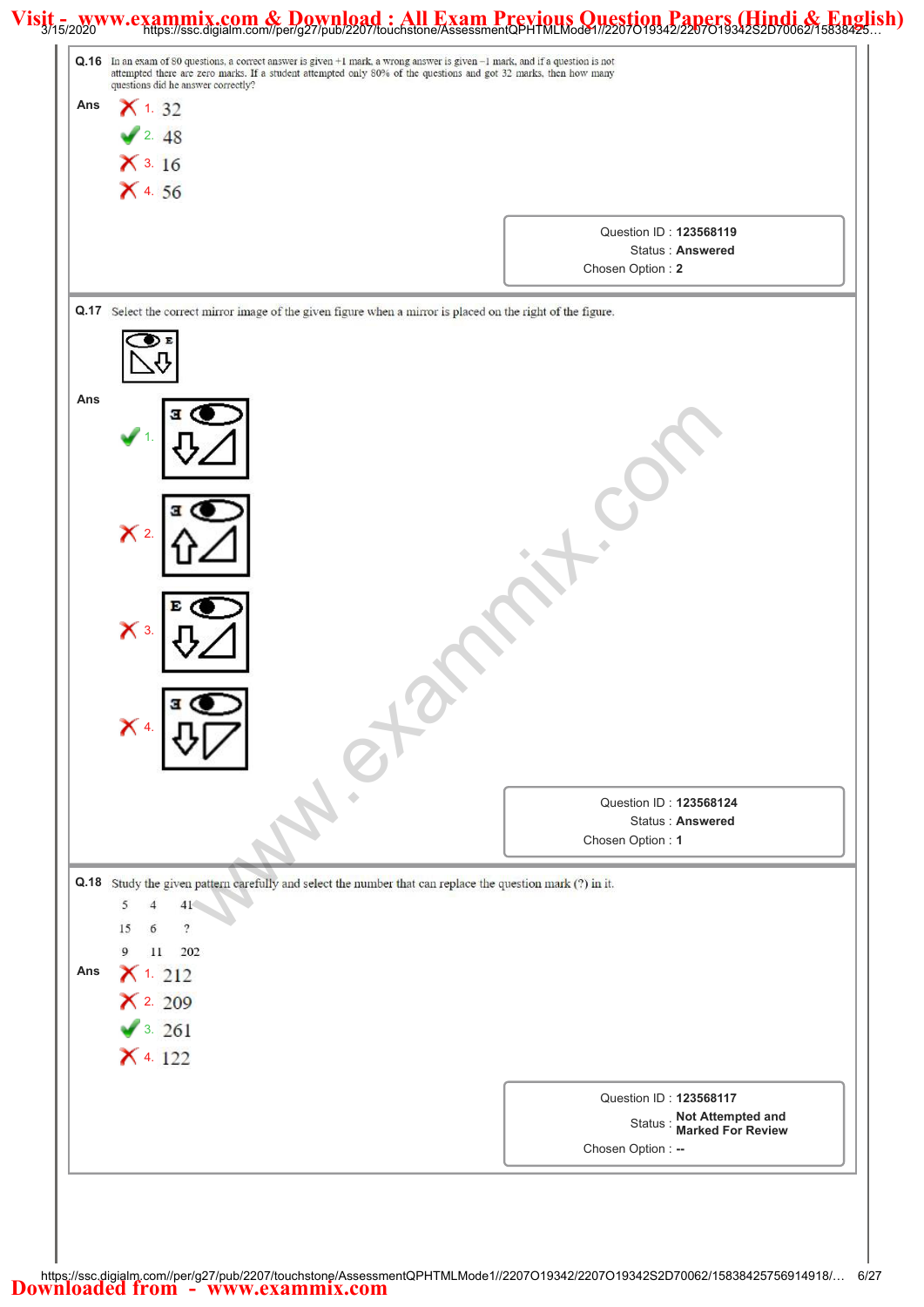**Q.16** In an exam of 80 questions, a correct answer is given +1 mark, a wrong answer is given −1 mark, and if a question is not attempted there are zero marks. If a student attempted only 80% of the questions and got 32 marks, then how many questions did he answer correctly?

**Ans**

- ✗ 1. 32
- ✓ 2. 48
- ✗ 3. 16
- ✗ 4. 56

Question ID : **123568119**
Status : **Answered**
Chosen Option : **2**

---

**Q.17** Select the correct mirror image of the given figure when a mirror is placed on the right of the figure.

**Ans**

- ✓ 1.
- ✗ 2.
- ✗ 3.
- ✗ 4.

Question ID : **123568124**
Status : **Answered**
Chosen Option : **1**

---

**Q.18** Study the given pattern carefully and select the number that can replace the question mark (?) in it.

| | | |
|---|---|---|
| 5 | 4 | 41 |
| 15 | 6 | ? |
| 9 | 11 | 202 |

**Ans**

- ✗ 1. 212
- ✗ 2. 209
- ✓ 3. 261
- ✗ 4. 122

Question ID : **123568117**
Status : **Not Attempted and Marked For Review**
Chosen Option : **--**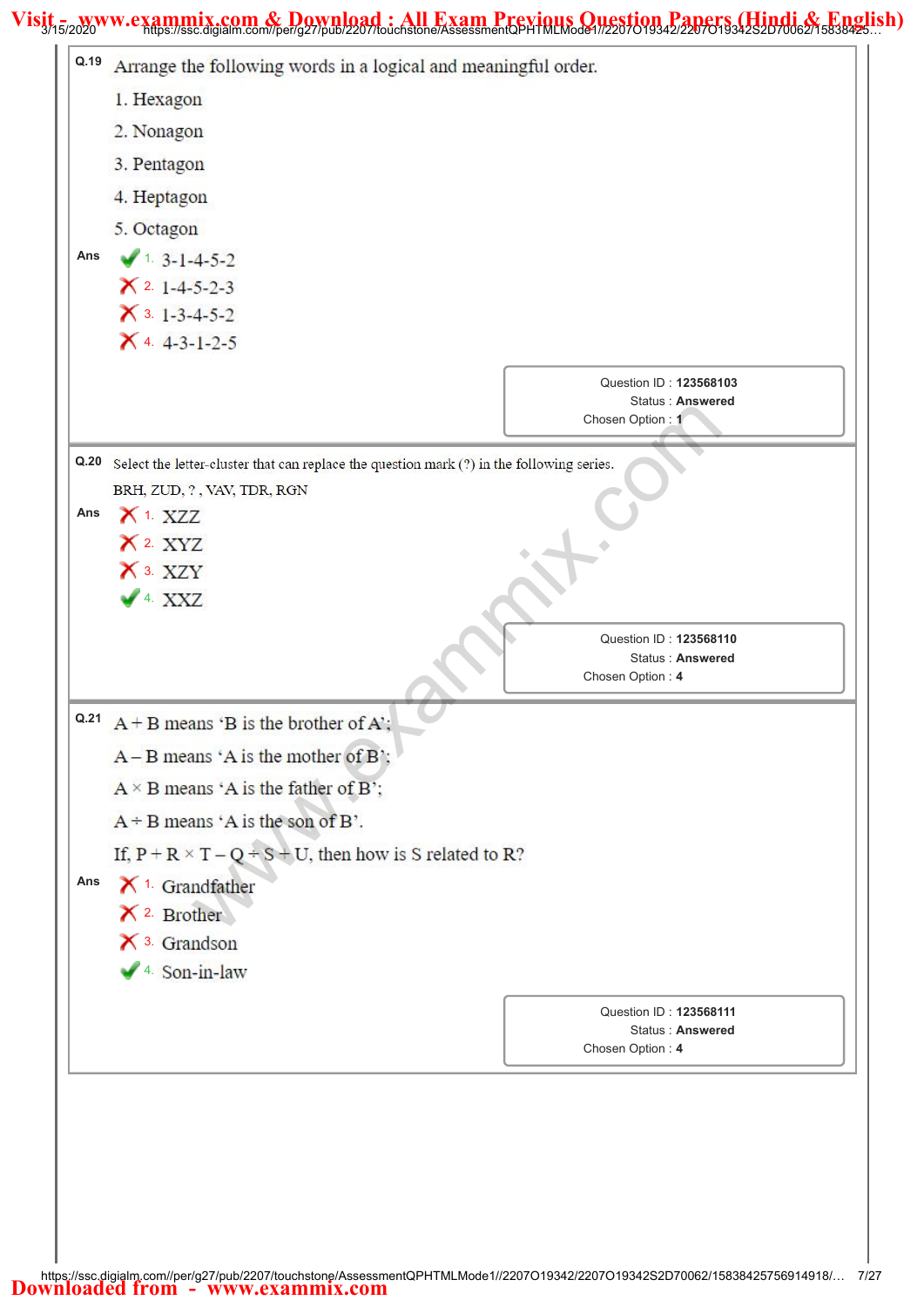**Q.19** Arrange the following words in a logical and meaningful order.

1. Hexagon
2. Nonagon
3. Pentagon
4. Heptagon
5. Octagon

**Ans**

✔ 1. 3-1-4-5-2

✗ 2. 1-4-5-2-3

✗ 3. 1-3-4-5-2

✗ 4. 4-3-1-2-5

Question ID : **123568103**
Status : **Answered**
Chosen Option : **1**

---

**Q.20** Select the letter-cluster that can replace the question mark (?) in the following series.

BRH, ZUD, ? , VAV, TDR, RGN

**Ans**

✗ 1. XZZ

✗ 2. XYZ

✗ 3. XZY

✔ 4. XXZ

Question ID : **123568110**
Status : **Answered**
Chosen Option : **4**

---

**Q.21** A + B means 'B is the brother of A';

A − B means 'A is the mother of B';

A × B means 'A is the father of B';

A ÷ B means 'A is the son of B'.

If, P + R × T − Q ÷ S + U, then how is S related to R?

**Ans**

✗ 1. Grandfather

✗ 2. Brother

✗ 3. Grandson

✔ 4. Son-in-law

Question ID : **123568111**
Status : **Answered**
Chosen Option : **4**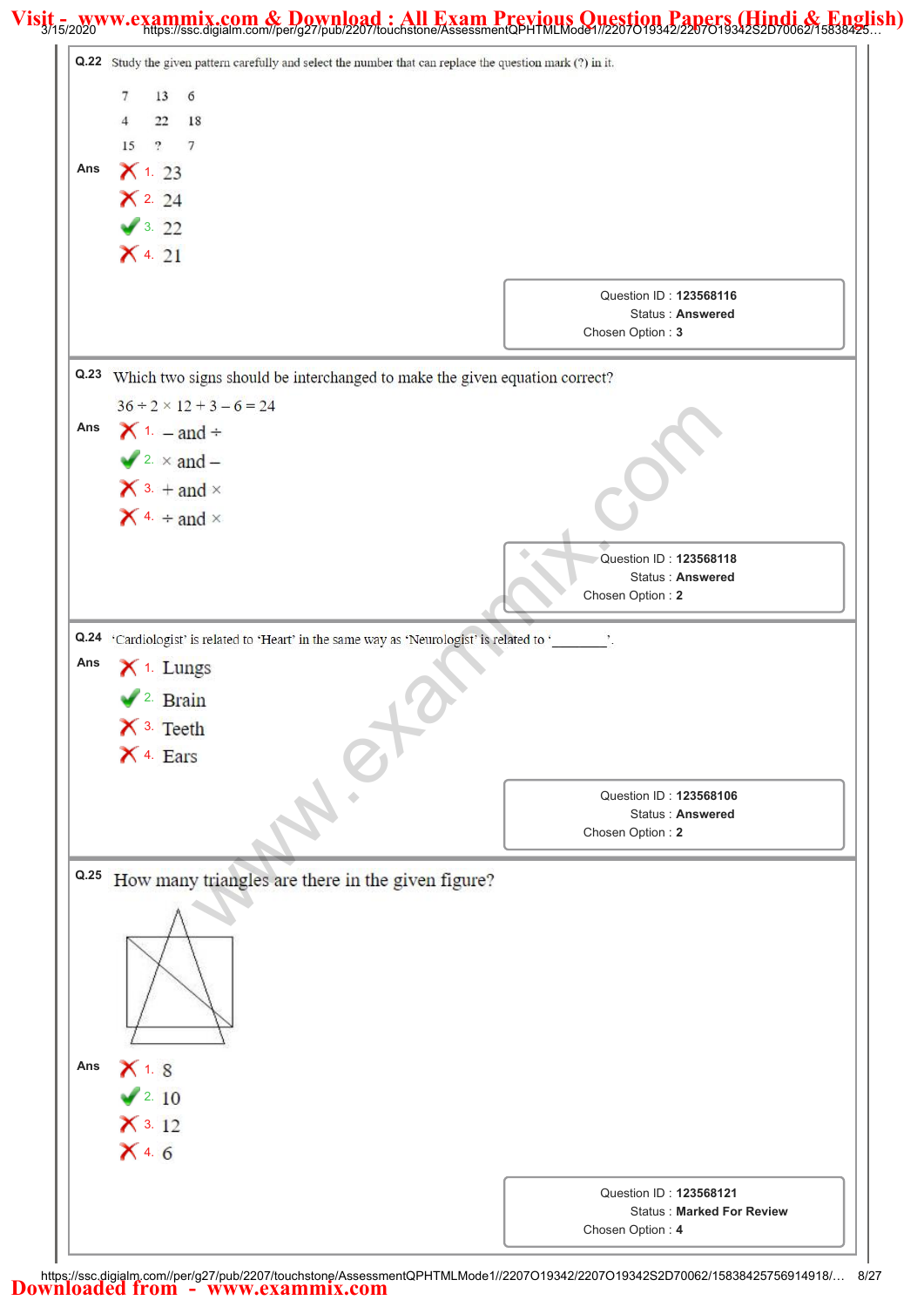**Q.22** Study the given pattern carefully and select the number that can replace the question mark (?) in it.

| | | |
|---|---|---|
| 7 | 13 | 6 |
| 4 | 22 | 18 |
| 15 | ? | 7 |

**Ans**

1. 23
2. 24
3. 22 ✔
4. 21

Question ID : **123568116**
Status : **Answered**
Chosen Option : **3**

---

**Q.23** Which two signs should be interchanged to make the given equation correct?

36 ÷ 2 × 12 + 3 − 6 = 24

**Ans**

1. − and ÷
2. × and − ✔
3. + and ×
4. ÷ and ×

Question ID : **123568118**
Status : **Answered**
Chosen Option : **2**

---

**Q.24** 'Cardiologist' is related to 'Heart' in the same way as 'Neurologist' is related to '________'.

**Ans**

1. Lungs
2. Brain ✔
3. Teeth
4. Ears

Question ID : **123568106**
Status : **Answered**
Chosen Option : **2**

---

**Q.25** How many triangles are there in the given figure?

**Ans**

1. 8
2. 10 ✔
3. 12
4. 6

Question ID : **123568121**
Status : **Marked For Review**
Chosen Option : **4**